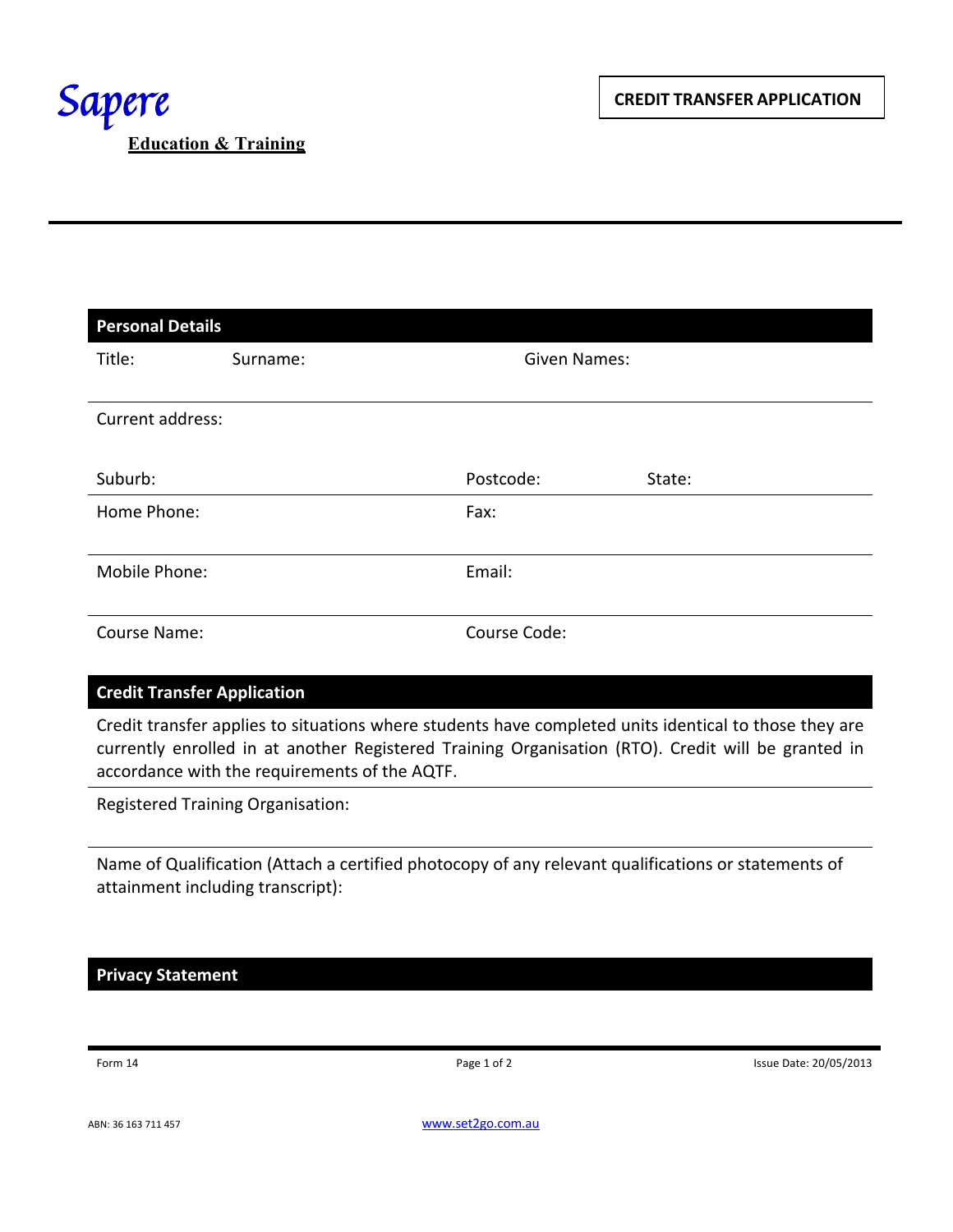Sapere

**Education & Training**

**CREDIT TRANSFER APPLICATION**

## Personal Details

Title: Surname: Given Names:

Current address:

Suburb: Postcode: State:

Home Phone: Fax:

Mobile Phone: Email:

Course Name: Course Code:

## Credit Transfer Application

Credit transfer applies to situations where students have completed units identical to those they are currently enrolled in at another Registered Training Organisation (RTO). Credit will be granted in accordance with the requirements of the AQTF.

Registered Training Organisation:

Name of Qualification (Attach a certified photocopy of any relevant qualifications or statements of attainment including transcript):

## Privacy Statement

Form 14

Issue Date: 20/05/2013

ABN: 36 163 711 457

www.set2go.com.au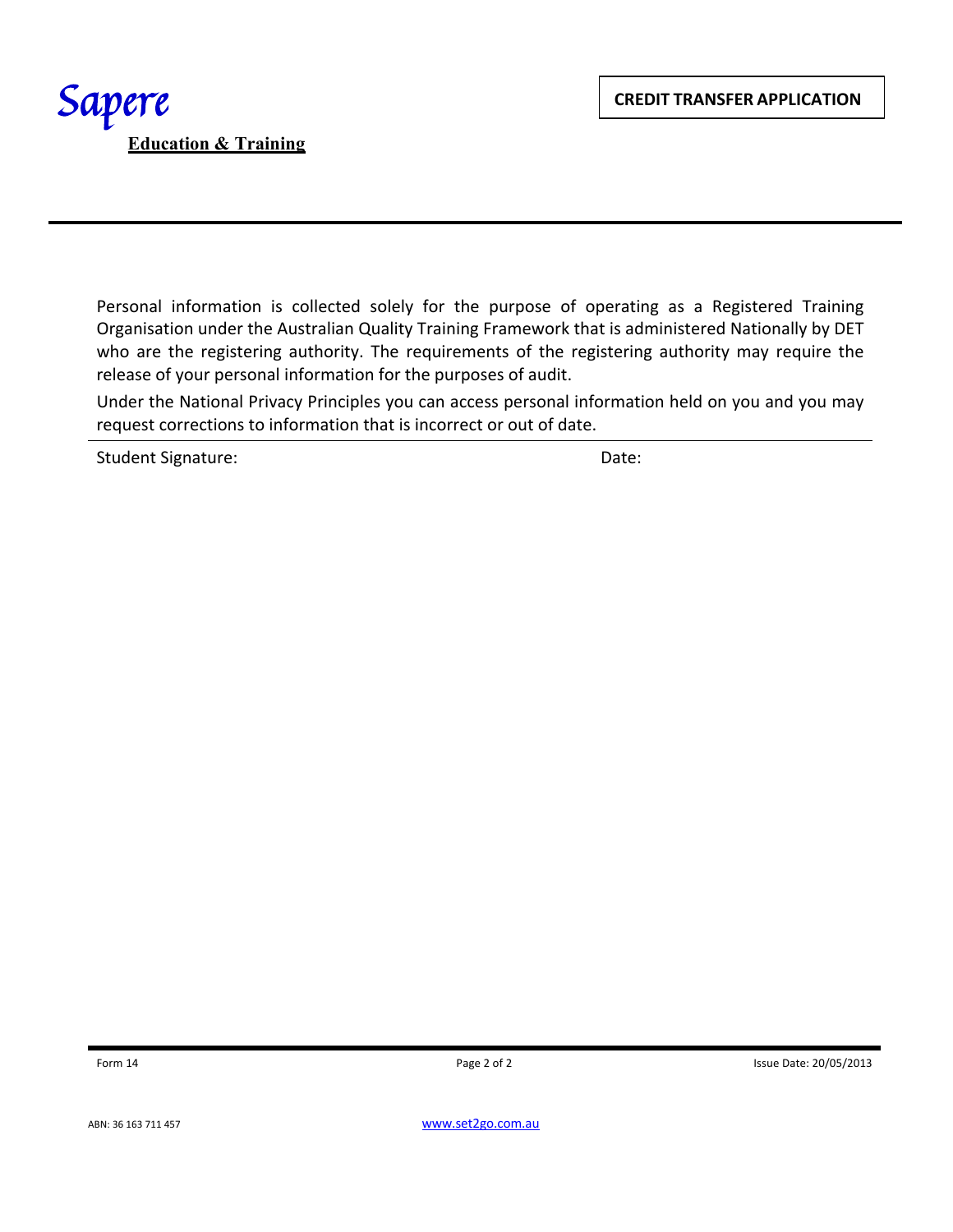Personal information is collected solely for the purpose of operating as a Registered Training Organisation under the Australian Quality Training Framework that is administered Nationally by DET who are the registering authority. The requirements of the registering authority may require the release of your personal information for the purposes of audit.

Under the National Privacy Principles you can access personal information held on you and you may request corrections to information that is incorrect or out of date.

Student Signature: Date: